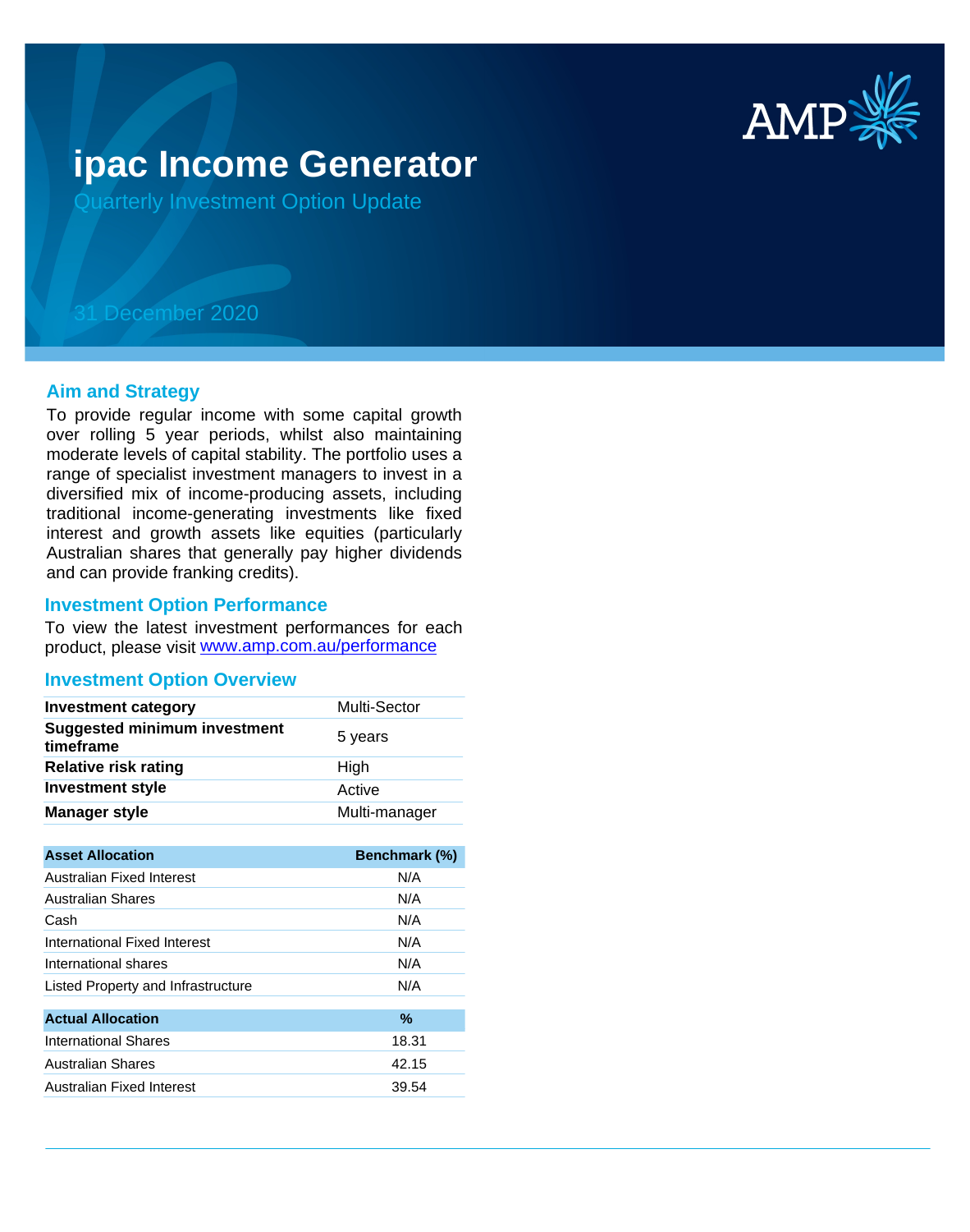# ipac Income Generator

Quarterly Investment Option Update

31 December 2020

## Aim and Strategy

To provide regular income with some capital growth over rolling 5 year periods, whilst also maintaining moderate levels of capital stability. The portfolio uses a range of specialist investment managers to invest in a diversified mix of income-producing assets, including traditional income-generating investments like fixed interest and growth assets like equities (particularly Australian shares that generally pay higher dividends and can provide franking credits).

## Investment Option Performance

To view the latest investment performances for each product, please visit [www.amp.com.au/performance](www.amp.com.au/performance)

## Investment Option Overview

| | |
|---|---|
| **Investment category** | Multi-Sector |
| **Suggested minimum investment timeframe** | 5 years |
| **Relative risk rating** | High |
| **Investment style** | Active |
| **Manager style** | Multi-manager |

| Asset Allocation | Benchmark (%) |
|---|---|
| Australian Fixed Interest | N/A |
| Australian Shares | N/A |
| Cash | N/A |
| International Fixed Interest | N/A |
| International shares | N/A |
| Listed Property and Infrastructure | N/A |

| Actual Allocation | % |
|---|---|
| International Shares | 18.31 |
| Australian Shares | 42.15 |
| Australian Fixed Interest | 39.54 |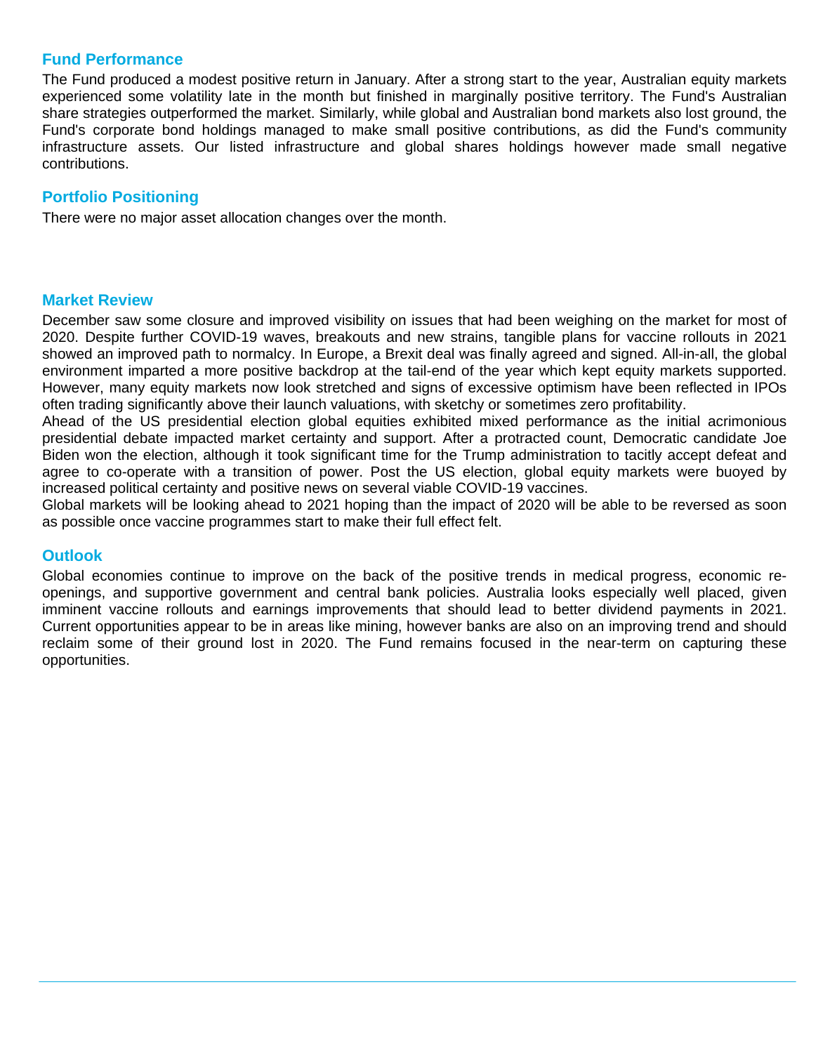## Fund Performance

The Fund produced a modest positive return in January. After a strong start to the year, Australian equity markets experienced some volatility late in the month but finished in marginally positive territory. The Fund's Australian share strategies outperformed the market. Similarly, while global and Australian bond markets also lost ground, the Fund's corporate bond holdings managed to make small positive contributions, as did the Fund's community infrastructure assets. Our listed infrastructure and global shares holdings however made small negative contributions.

## Portfolio Positioning

There were no major asset allocation changes over the month.

## Market Review

December saw some closure and improved visibility on issues that had been weighing on the market for most of 2020. Despite further COVID-19 waves, breakouts and new strains, tangible plans for vaccine rollouts in 2021 showed an improved path to normalcy. In Europe, a Brexit deal was finally agreed and signed. All-in-all, the global environment imparted a more positive backdrop at the tail-end of the year which kept equity markets supported. However, many equity markets now look stretched and signs of excessive optimism have been reflected in IPOs often trading significantly above their launch valuations, with sketchy or sometimes zero profitability.

Ahead of the US presidential election global equities exhibited mixed performance as the initial acrimonious presidential debate impacted market certainty and support. After a protracted count, Democratic candidate Joe Biden won the election, although it took significant time for the Trump administration to tacitly accept defeat and agree to co-operate with a transition of power. Post the US election, global equity markets were buoyed by increased political certainty and positive news on several viable COVID-19 vaccines.

Global markets will be looking ahead to 2021 hoping than the impact of 2020 will be able to be reversed as soon as possible once vaccine programmes start to make their full effect felt.

## Outlook

Global economies continue to improve on the back of the positive trends in medical progress, economic re-openings, and supportive government and central bank policies. Australia looks especially well placed, given imminent vaccine rollouts and earnings improvements that should lead to better dividend payments in 2021. Current opportunities appear to be in areas like mining, however banks are also on an improving trend and should reclaim some of their ground lost in 2020. The Fund remains focused in the near-term on capturing these opportunities.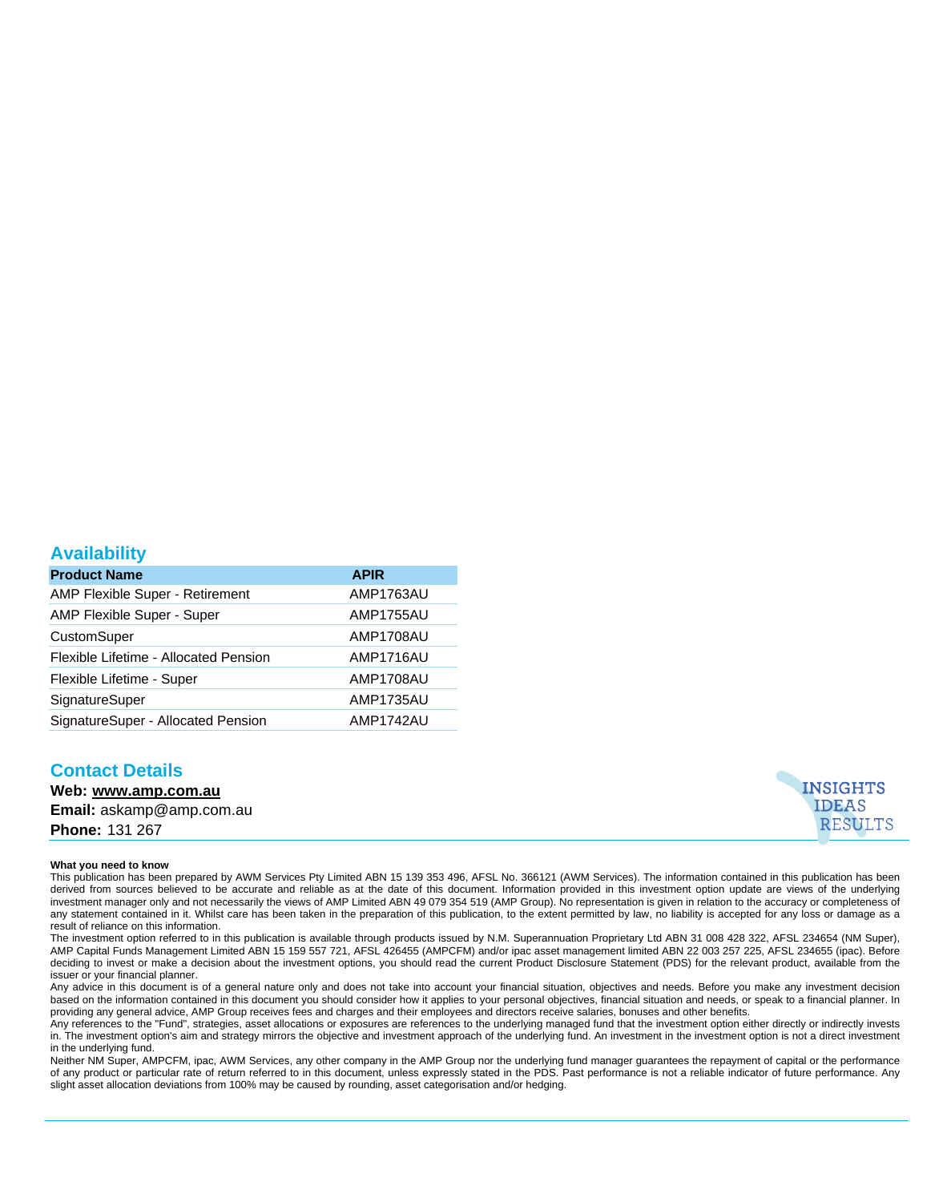## Availability

| Product Name | APIR |
|---|---|
| AMP Flexible Super - Retirement | AMP1763AU |
| AMP Flexible Super - Super | AMP1755AU |
| CustomSuper | AMP1708AU |
| Flexible Lifetime - Allocated Pension | AMP1716AU |
| Flexible Lifetime - Super | AMP1708AU |
| SignatureSuper | AMP1735AU |
| SignatureSuper - Allocated Pension | AMP1742AU |

## Contact Details

**Web:** **www.amp.com.au**
**Email:** askamp@amp.com.au
**Phone:** 131 267

INSIGHTS
IDEAS
RESULTS

**What you need to know**

This publication has been prepared by AWM Services Pty Limited ABN 15 139 353 496, AFSL No. 366121 (AWM Services). The information contained in this publication has been derived from sources believed to be accurate and reliable as at the date of this document. Information provided in this investment option update are views of the underlying investment manager only and not necessarily the views of AMP Limited ABN 49 079 354 519 (AMP Group). No representation is given in relation to the accuracy or completeness of any statement contained in it. Whilst care has been taken in the preparation of this publication, to the extent permitted by law, no liability is accepted for any loss or damage as a result of reliance on this information.

The investment option referred to in this publication is available through products issued by N.M. Superannuation Proprietary Ltd ABN 31 008 428 322, AFSL 234654 (NM Super), AMP Capital Funds Management Limited ABN 15 159 557 721, AFSL 426455 (AMPCFM) and/or ipac asset management limited ABN 22 003 257 225, AFSL 234655 (ipac). Before deciding to invest or make a decision about the investment options, you should read the current Product Disclosure Statement (PDS) for the relevant product, available from the issuer or your financial planner.

Any advice in this document is of a general nature only and does not take into account your financial situation, objectives and needs. Before you make any investment decision based on the information contained in this document you should consider how it applies to your personal objectives, financial situation and needs, or speak to a financial planner. In providing any general advice, AMP Group receives fees and charges and their employees and directors receive salaries, bonuses and other benefits.

Any references to the "Fund", strategies, asset allocations or exposures are references to the underlying managed fund that the investment option either directly or indirectly invests in. The investment option's aim and strategy mirrors the objective and investment approach of the underlying fund. An investment in the investment option is not a direct investment in the underlying fund.

Neither NM Super, AMPCFM, ipac, AWM Services, any other company in the AMP Group nor the underlying fund manager guarantees the repayment of capital or the performance of any product or particular rate of return referred to in this document, unless expressly stated in the PDS. Past performance is not a reliable indicator of future performance. Any slight asset allocation deviations from 100% may be caused by rounding, asset categorisation and/or hedging.